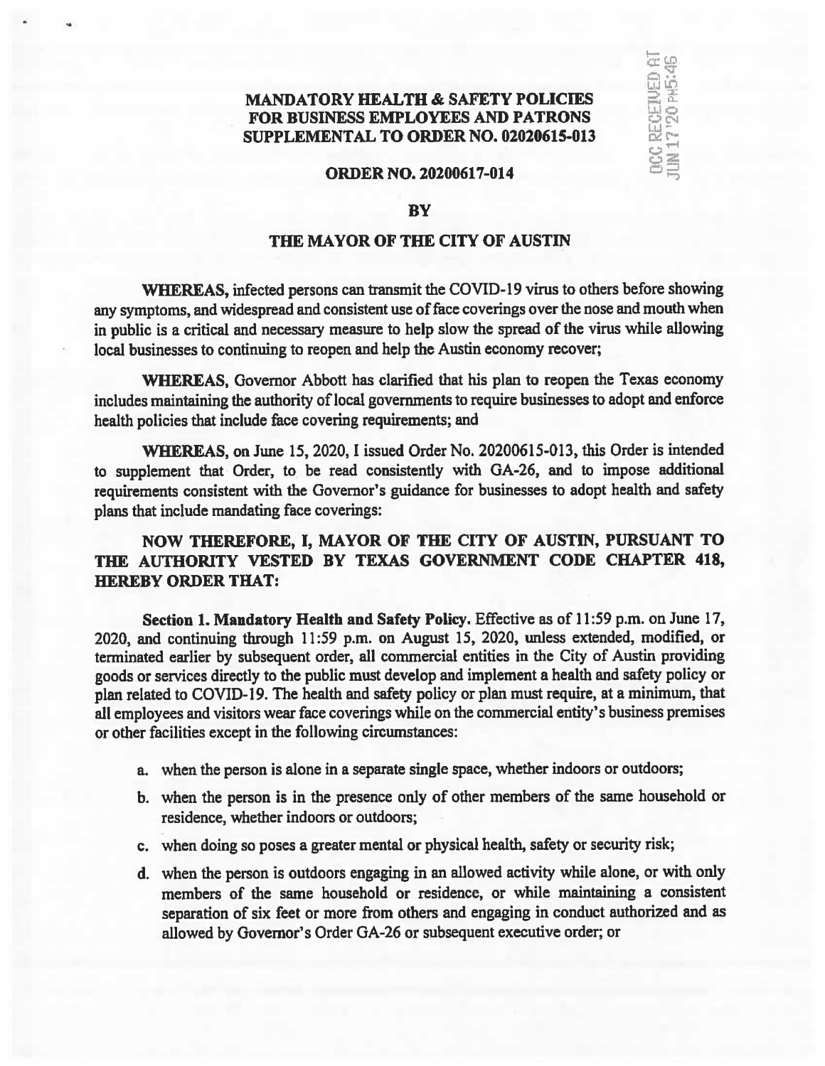**MANDATORY HEALTH & SAFETY POLICIES FOR BUSINESS EMPLOYEES AND PATRONS SUPPLEMENTAL TO ORDER NO. 02020615-013**

DCC RECEIVED AT JUN 17 '20 PM5:46

**ORDER NO. 20200617-014**

**BY**

**THE MAYOR OF THE CITY OF AUSTIN**

**WHEREAS,** infected persons can transmit the COVID-19 virus to others before showing any symptoms, and widespread and consistent use of face coverings over the nose and mouth when in public is a critical and necessary measure to help slow the spread of the virus while allowing local businesses to continuing to reopen and help the Austin economy recover;

**WHEREAS,** Governor Abbott has clarified that his plan to reopen the Texas economy includes maintaining the authority of local governments to require businesses to adopt and enforce health policies that include face covering requirements; and

**WHEREAS,** on June 15, 2020, I issued Order No. 20200615-013, this Order is intended to supplement that Order, to be read consistently with GA-26, and to impose additional requirements consistent with the Governor's guidance for businesses to adopt health and safety plans that include mandating face coverings:

**NOW THEREFORE, I, MAYOR OF THE CITY OF AUSTIN, PURSUANT TO THE AUTHORITY VESTED BY TEXAS GOVERNMENT CODE CHAPTER 418, HEREBY ORDER THAT:**

**Section 1. Mandatory Health and Safety Policy.** Effective as of 11:59 p.m. on June 17, 2020, and continuing through 11:59 p.m. on August 15, 2020, unless extended, modified, or terminated earlier by subsequent order, all commercial entities in the City of Austin providing goods or services directly to the public must develop and implement a health and safety policy or plan related to COVID-19. The health and safety policy or plan must require, at a minimum, that all employees and visitors wear face coverings while on the commercial entity's business premises or other facilities except in the following circumstances:

a. when the person is alone in a separate single space, whether indoors or outdoors;

b. when the person is in the presence only of other members of the same household or residence, whether indoors or outdoors;

c. when doing so poses a greater mental or physical health, safety or security risk;

d. when the person is outdoors engaging in an allowed activity while alone, or with only members of the same household or residence, or while maintaining a consistent separation of six feet or more from others and engaging in conduct authorized and as allowed by Governor's Order GA-26 or subsequent executive order; or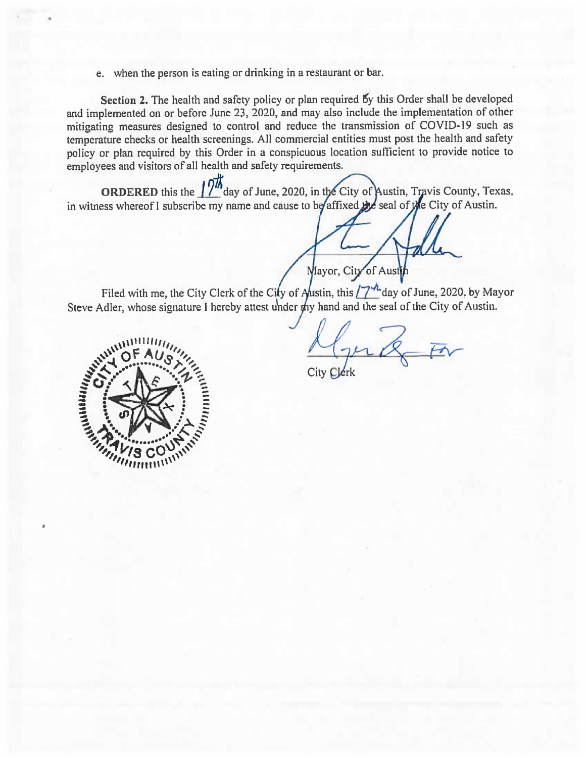e. when the person is eating or drinking in a restaurant or bar.

**Section 2.** The health and safety policy or plan required by this Order shall be developed and implemented on or before June 23, 2020, and may also include the implementation of other mitigating measures designed to control and reduce the transmission of COVID-19 such as temperature checks or health screenings. All commercial entities must post the health and safety policy or plan required by this Order in a conspicuous location sufficient to provide notice to employees and visitors of all health and safety requirements.

**ORDERED** this the 17th day of June, 2020, in the City of Austin, Travis County, Texas, in witness whereof I subscribe my name and cause to be affixed the seal of the City of Austin.

Mayor, City of Austin

Filed with me, the City Clerk of the City of Austin, this 17th day of June, 2020, by Mayor Steve Adler, whose signature I hereby attest under my hand and the seal of the City of Austin.

City Clerk

CITY OF AUSTIN
TEXAS
TRAVIS COUNTY